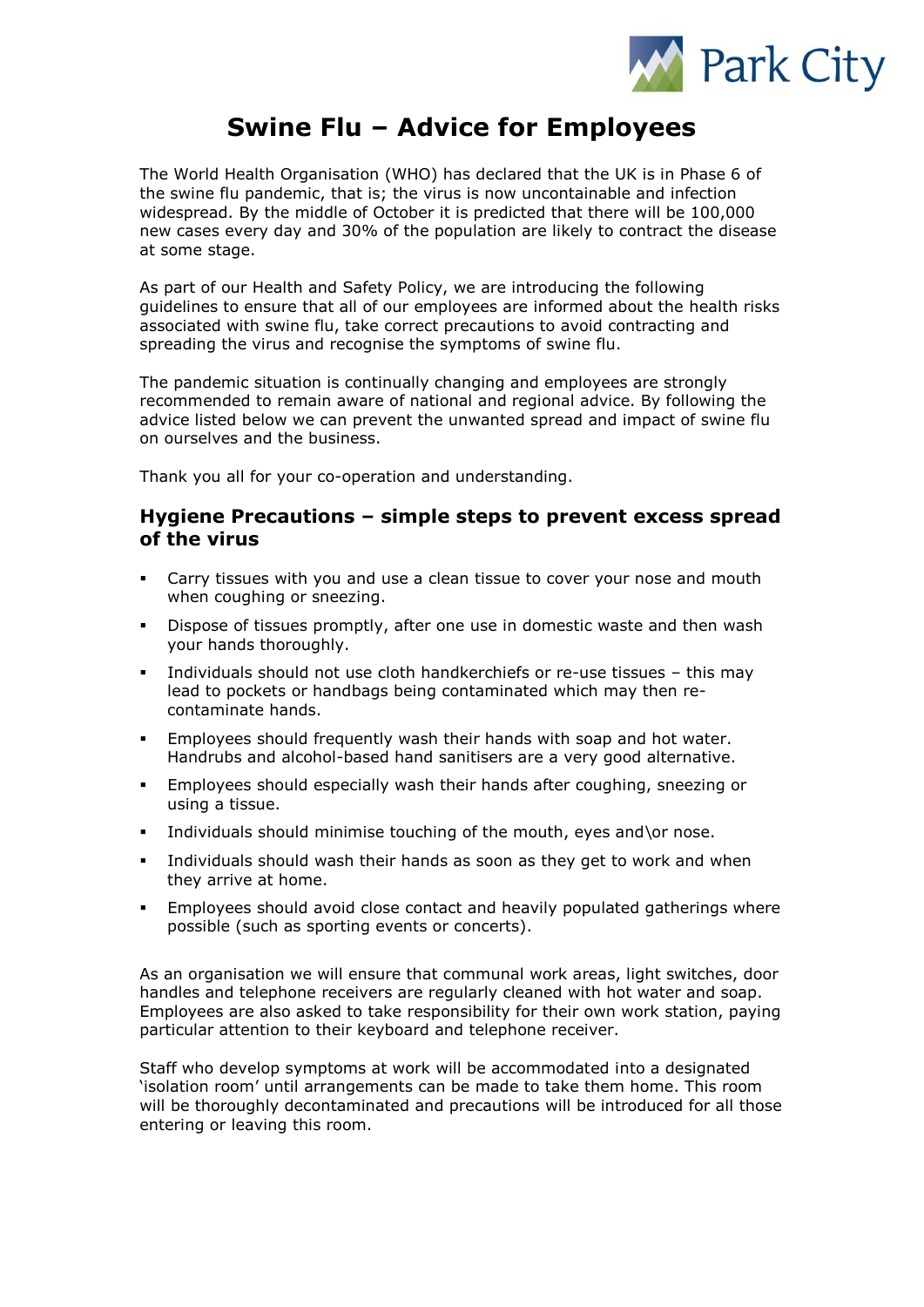# Swine Flu – Advice for Employees

The World Health Organisation (WHO) has declared that the UK is in Phase 6 of the swine flu pandemic, that is; the virus is now uncontainable and infection widespread. By the middle of October it is predicted that there will be 100,000 new cases every day and 30% of the population are likely to contract the disease at some stage.

As part of our Health and Safety Policy, we are introducing the following guidelines to ensure that all of our employees are informed about the health risks associated with swine flu, take correct precautions to avoid contracting and spreading the virus and recognise the symptoms of swine flu.

The pandemic situation is continually changing and employees are strongly recommended to remain aware of national and regional advice. By following the advice listed below we can prevent the unwanted spread and impact of swine flu on ourselves and the business.

Thank you all for your co-operation and understanding.

## Hygiene Precautions – simple steps to prevent excess spread of the virus

- Carry tissues with you and use a clean tissue to cover your nose and mouth when coughing or sneezing.
- Dispose of tissues promptly, after one use in domestic waste and then wash your hands thoroughly.
- Individuals should not use cloth handkerchiefs or re-use tissues – this may lead to pockets or handbags being contaminated which may then re-contaminate hands.
- Employees should frequently wash their hands with soap and hot water. Handrubs and alcohol-based hand sanitisers are a very good alternative.
- Employees should especially wash their hands after coughing, sneezing or using a tissue.
- Individuals should minimise touching of the mouth, eyes and\or nose.
- Individuals should wash their hands as soon as they get to work and when they arrive at home.
- Employees should avoid close contact and heavily populated gatherings where possible (such as sporting events or concerts).

As an organisation we will ensure that communal work areas, light switches, door handles and telephone receivers are regularly cleaned with hot water and soap. Employees are also asked to take responsibility for their own work station, paying particular attention to their keyboard and telephone receiver.

Staff who develop symptoms at work will be accommodated into a designated 'isolation room' until arrangements can be made to take them home. This room will be thoroughly decontaminated and precautions will be introduced for all those entering or leaving this room.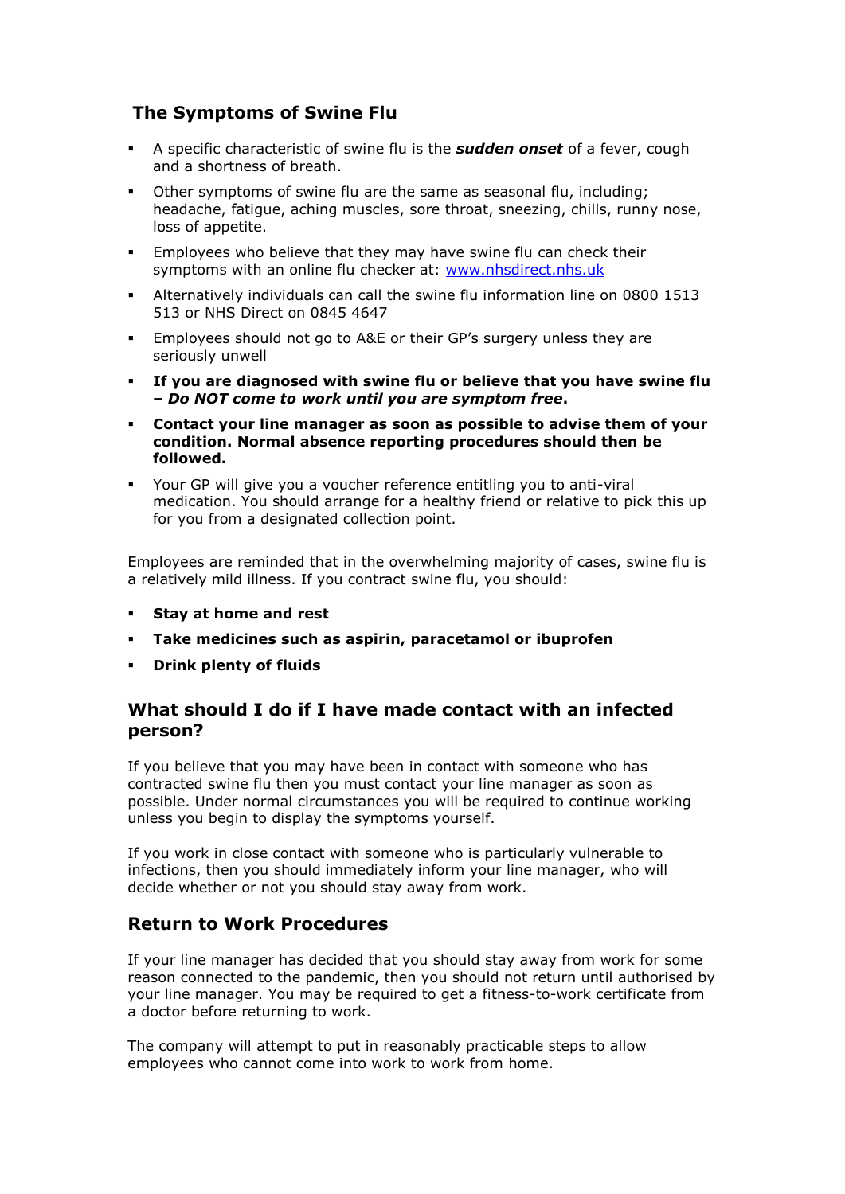## The Symptoms of Swine Flu

- A specific characteristic of swine flu is the ***sudden onset*** of a fever, cough and a shortness of breath.
- Other symptoms of swine flu are the same as seasonal flu, including; headache, fatigue, aching muscles, sore throat, sneezing, chills, runny nose, loss of appetite.
- Employees who believe that they may have swine flu can check their symptoms with an online flu checker at: [www.nhsdirect.nhs.uk](www.nhsdirect.nhs.uk)
- Alternatively individuals can call the swine flu information line on 0800 1513 513 or NHS Direct on 0845 4647
- Employees should not go to A&E or their GP's surgery unless they are seriously unwell
- **If you are diagnosed with swine flu or believe that you have swine flu – *Do NOT come to work until you are symptom free*.**
- **Contact your line manager as soon as possible to advise them of your condition. Normal absence reporting procedures should then be followed.**
- Your GP will give you a voucher reference entitling you to anti-viral medication. You should arrange for a healthy friend or relative to pick this up for you from a designated collection point.

Employees are reminded that in the overwhelming majority of cases, swine flu is a relatively mild illness. If you contract swine flu, you should:

- **Stay at home and rest**
- **Take medicines such as aspirin, paracetamol or ibuprofen**
- **Drink plenty of fluids**

## What should I do if I have made contact with an infected person?

If you believe that you may have been in contact with someone who has contracted swine flu then you must contact your line manager as soon as possible. Under normal circumstances you will be required to continue working unless you begin to display the symptoms yourself.

If you work in close contact with someone who is particularly vulnerable to infections, then you should immediately inform your line manager, who will decide whether or not you should stay away from work.

## Return to Work Procedures

If your line manager has decided that you should stay away from work for some reason connected to the pandemic, then you should not return until authorised by your line manager. You may be required to get a fitness-to-work certificate from a doctor before returning to work.

The company will attempt to put in reasonably practicable steps to allow employees who cannot come into work to work from home.